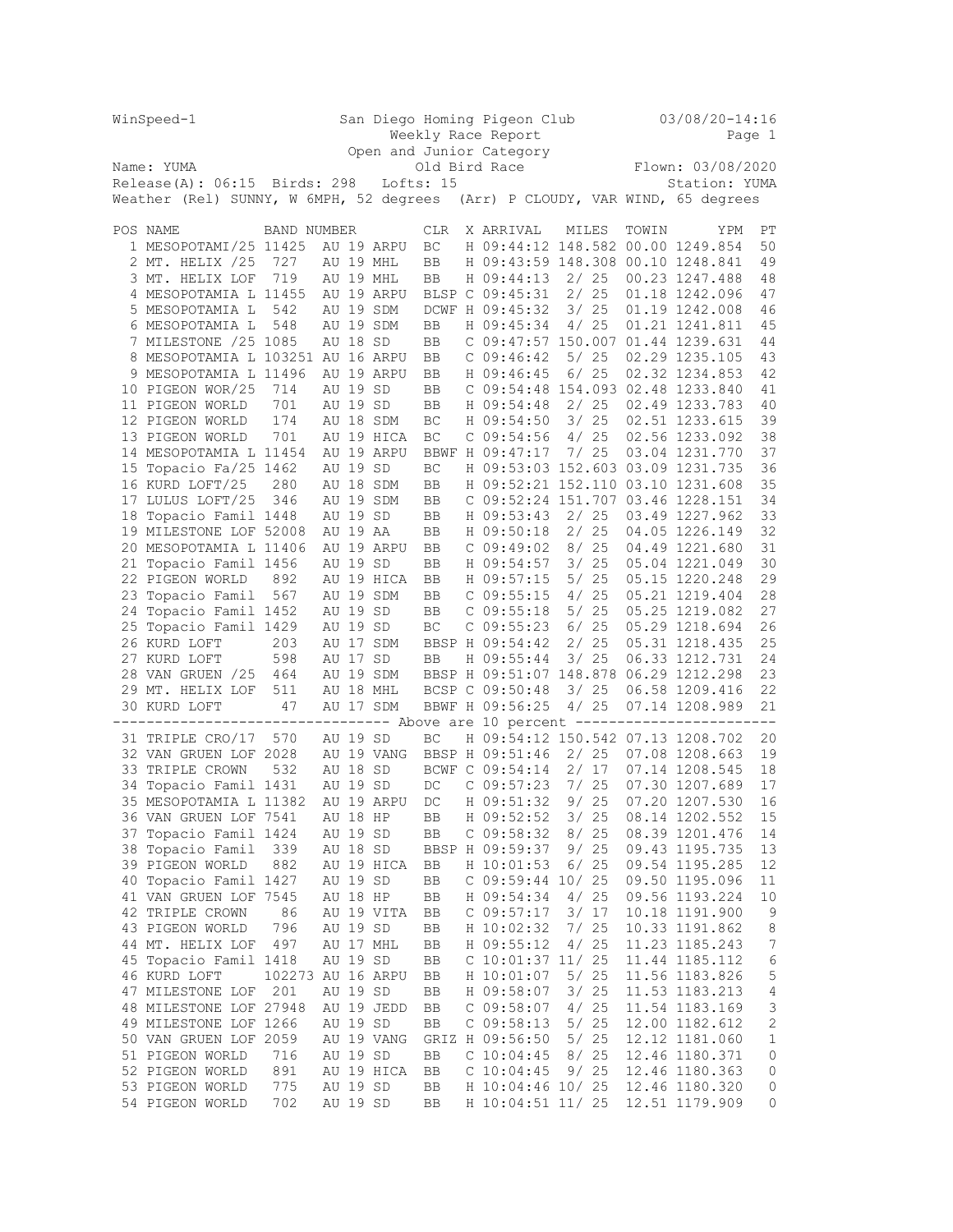WinSpeed-1 San Diego Homing Pigeon Club 03/08/20-14:16

Weekly Race Report

Open and Junior Category

Name: YUMA Old Bird Race Flown: 03/08/2020

Release(A): 06:15 Birds: 298 Lofts: 15 Station: YUMA

Weather (Rel) SUNNY, W 6MPH, 52 degrees (Arr) P CLOUDY, VAR WIND, 65 degrees

| POS | NAME | BAND NUMBER | | CLR | X | ARRIVAL | MILES | TOWIN | YPM | PT |
|---|---|---|---|---|---|---|---|---|---|---|
| 1 | MESOPOTAMI/25 | 11425 | AU 19 ARPU | BC | H | 09:44:12 | 148.582 | 00.00 | 1249.854 | 50 |
| 2 | MT. HELIX /25 | 727 | AU 19 MHL | BB | H | 09:43:59 | 148.308 | 00.10 | 1248.841 | 49 |
| 3 | MT. HELIX LOF | 719 | AU 19 MHL | BB | H | 09:44:13 | 2/ 25 | 00.23 | 1247.488 | 48 |
| 4 | MESOPOTAMIA L | 11455 | AU 19 ARPU | BLSP | C | 09:45:31 | 2/ 25 | 01.18 | 1242.096 | 47 |
| 5 | MESOPOTAMIA L | 542 | AU 19 SDM | DCWF | H | 09:45:32 | 3/ 25 | 01.19 | 1242.008 | 46 |
| 6 | MESOPOTAMIA L | 548 | AU 19 SDM | BB | H | 09:45:34 | 4/ 25 | 01.21 | 1241.811 | 45 |
| 7 | MILESTONE /25 | 1085 | AU 18 SD | BB | C | 09:47:57 | 150.007 | 01.44 | 1239.631 | 44 |
| 8 | MESOPOTAMIA L | 103251 | AU 16 ARPU | BB | C | 09:46:42 | 5/ 25 | 02.29 | 1235.105 | 43 |
| 9 | MESOPOTAMIA L | 11496 | AU 19 ARPU | BB | H | 09:46:45 | 6/ 25 | 02.32 | 1234.853 | 42 |
| 10 | PIGEON WOR/25 | 714 | AU 19 SD | BB | C | 09:54:48 | 154.093 | 02.48 | 1233.840 | 41 |
| 11 | PIGEON WORLD | 701 | AU 19 SD | BB | H | 09:54:48 | 2/ 25 | 02.49 | 1233.783 | 40 |
| 12 | PIGEON WORLD | 174 | AU 18 SDM | BC | H | 09:54:50 | 3/ 25 | 02.51 | 1233.615 | 39 |
| 13 | PIGEON WORLD | 701 | AU 19 HICA | BC | C | 09:54:56 | 4/ 25 | 02.56 | 1233.092 | 38 |
| 14 | MESOPOTAMIA L | 11454 | AU 19 ARPU | BBWF | H | 09:47:17 | 7/ 25 | 03.04 | 1231.770 | 37 |
| 15 | Topacio Fa/25 | 1462 | AU 19 SD | BC | H | 09:53:03 | 152.603 | 03.09 | 1231.735 | 36 |
| 16 | KURD LOFT/25 | 280 | AU 18 SDM | BB | H | 09:52:21 | 152.110 | 03.10 | 1231.608 | 35 |
| 17 | LULUS LOFT/25 | 346 | AU 19 SDM | BB | C | 09:52:24 | 151.707 | 03.46 | 1228.151 | 34 |
| 18 | Topacio Famil | 1448 | AU 19 SD | BB | H | 09:53:43 | 2/ 25 | 03.49 | 1227.962 | 33 |
| 19 | MILESTONE LOF | 52008 | AU 19 AA | BB | H | 09:50:18 | 2/ 25 | 04.05 | 1226.149 | 32 |
| 20 | MESOPOTAMIA L | 11406 | AU 19 ARPU | BB | C | 09:49:02 | 8/ 25 | 04.49 | 1221.680 | 31 |
| 21 | Topacio Famil | 1456 | AU 19 SD | BB | H | 09:54:57 | 3/ 25 | 05.04 | 1221.049 | 30 |
| 22 | PIGEON WORLD | 892 | AU 19 HICA | BB | H | 09:57:15 | 5/ 25 | 05.15 | 1220.248 | 29 |
| 23 | Topacio Famil | 567 | AU 19 SDM | BB | C | 09:55:15 | 4/ 25 | 05.21 | 1219.404 | 28 |
| 24 | Topacio Famil | 1452 | AU 19 SD | BB | C | 09:55:18 | 5/ 25 | 05.25 | 1219.082 | 27 |
| 25 | Topacio Famil | 1429 | AU 19 SD | BC | C | 09:55:23 | 6/ 25 | 05.29 | 1218.694 | 26 |
| 26 | KURD LOFT | 203 | AU 17 SDM | BBSP | H | 09:54:42 | 2/ 25 | 05.31 | 1218.435 | 25 |
| 27 | KURD LOFT | 598 | AU 17 SD | BB | H | 09:55:44 | 3/ 25 | 06.33 | 1212.731 | 24 |
| 28 | VAN GRUEN /25 | 464 | AU 19 SDM | BBSP | H | 09:51:07 | 148.878 | 06.29 | 1212.298 | 23 |
| 29 | MT. HELIX LOF | 511 | AU 18 MHL | BCSP | C | 09:50:48 | 3/ 25 | 06.58 | 1209.416 | 22 |
| 30 | KURD LOFT | 47 | AU 17 SDM | BBWF | H | 09:56:25 | 4/ 25 | 07.14 | 1208.989 | 21 |
| | ----- Above are 10 percent ----- | | | | | | | | | |
| 31 | TRIPLE CRO/17 | 570 | AU 19 SD | BC | H | 09:54:12 | 150.542 | 07.13 | 1208.702 | 20 |
| 32 | VAN GRUEN LOF | 2028 | AU 19 VANG | BBSP | H | 09:51:46 | 2/ 25 | 07.08 | 1208.663 | 19 |
| 33 | TRIPLE CROWN | 532 | AU 18 SD | BCWF | C | 09:54:14 | 2/ 17 | 07.14 | 1208.545 | 18 |
| 34 | Topacio Famil | 1431 | AU 19 SD | DC | C | 09:57:23 | 7/ 25 | 07.30 | 1207.689 | 17 |
| 35 | MESOPOTAMIA L | 11382 | AU 19 ARPU | DC | H | 09:51:32 | 9/ 25 | 07.20 | 1207.530 | 16 |
| 36 | VAN GRUEN LOF | 7541 | AU 18 HP | BB | H | 09:52:52 | 3/ 25 | 08.14 | 1202.552 | 15 |
| 37 | Topacio Famil | 1424 | AU 19 SD | BB | C | 09:58:32 | 8/ 25 | 08.39 | 1201.476 | 14 |
| 38 | Topacio Famil | 339 | AU 18 SD | BBSP | H | 09:59:37 | 9/ 25 | 09.43 | 1195.735 | 13 |
| 39 | PIGEON WORLD | 882 | AU 19 HICA | BB | H | 10:01:53 | 6/ 25 | 09.54 | 1195.285 | 12 |
| 40 | Topacio Famil | 1427 | AU 19 SD | BB | C | 09:59:44 | 10/ 25 | 09.50 | 1195.096 | 11 |
| 41 | VAN GRUEN LOF | 7545 | AU 18 HP | BB | H | 09:54:34 | 4/ 25 | 09.56 | 1193.224 | 10 |
| 42 | TRIPLE CROWN | 86 | AU 19 VITA | BB | C | 09:57:17 | 3/ 17 | 10.18 | 1191.900 | 9 |
| 43 | PIGEON WORLD | 796 | AU 19 SD | BB | H | 10:02:32 | 7/ 25 | 10.33 | 1191.862 | 8 |
| 44 | MT. HELIX LOF | 497 | AU 17 MHL | BB | H | 09:55:12 | 4/ 25 | 11.23 | 1185.243 | 7 |
| 45 | Topacio Famil | 1418 | AU 19 SD | BB | C | 10:01:37 | 11/ 25 | 11.44 | 1185.112 | 6 |
| 46 | KURD LOFT | 102273 | AU 16 ARPU | BB | H | 10:01:07 | 5/ 25 | 11.56 | 1183.826 | 5 |
| 47 | MILESTONE LOF | 201 | AU 19 SD | BB | H | 09:58:07 | 3/ 25 | 11.53 | 1183.213 | 4 |
| 48 | MILESTONE LOF | 27948 | AU 19 JEDD | BB | C | 09:58:07 | 4/ 25 | 11.54 | 1183.169 | 3 |
| 49 | MILESTONE LOF | 1266 | AU 19 SD | BB | C | 09:58:13 | 5/ 25 | 12.00 | 1182.612 | 2 |
| 50 | VAN GRUEN LOF | 2059 | AU 19 VANG | GRIZ | H | 09:56:50 | 5/ 25 | 12.12 | 1181.060 | 1 |
| 51 | PIGEON WORLD | 716 | AU 19 SD | BB | C | 10:04:45 | 8/ 25 | 12.46 | 1180.371 | 0 |
| 52 | PIGEON WORLD | 891 | AU 19 HICA | BB | C | 10:04:45 | 9/ 25 | 12.46 | 1180.363 | 0 |
| 53 | PIGEON WORLD | 775 | AU 19 SD | BB | H | 10:04:46 | 10/ 25 | 12.46 | 1180.320 | 0 |
| 54 | PIGEON WORLD | 702 | AU 19 SD | BB | H | 10:04:51 | 11/ 25 | 12.51 | 1179.909 | 0 |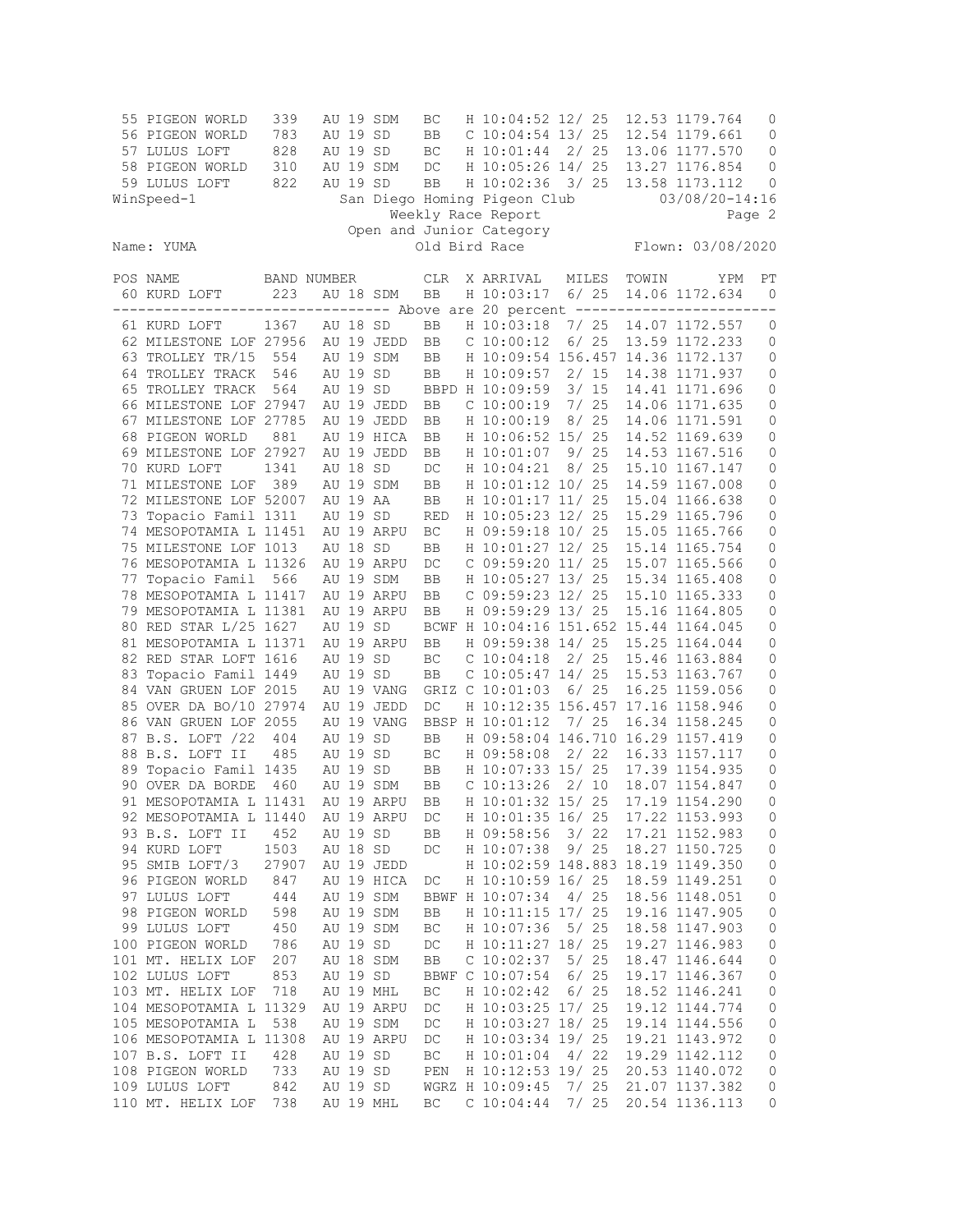| POS | NAME | BAND NUMBER | | | CLR | X | ARRIVAL | MILES | TOWIN | YPM | PT |
|---|---|---|---|---|---|---|---|---|---|---|---|
| 55 | PIGEON WORLD | 339 | AU 19 | SDM | BC | H | 10:04:52 | 12/ 25 | 12.53 | 1179.764 | 0 |
| 56 | PIGEON WORLD | 783 | AU 19 | SD | BB | C | 10:04:54 | 13/ 25 | 12.54 | 1179.661 | 0 |
| 57 | LULUS LOFT | 828 | AU 19 | SD | BC | H | 10:01:44 | 2/ 25 | 13.06 | 1177.570 | 0 |
| 58 | PIGEON WORLD | 310 | AU 19 | SDM | DC | H | 10:05:26 | 14/ 25 | 13.27 | 1176.854 | 0 |
| 59 | LULUS LOFT | 822 | AU 19 | SD | BB | H | 10:02:36 | 3/ 25 | 13.58 | 1173.112 | 0 |

WinSpeed-1 — San Diego Homing Pigeon Club — 03/08/20-14:16

Weekly Race Report — Page 2

Open and Junior Category

Name: YUMA — Old Bird Race — Flown: 03/08/2020

| POS | NAME | BAND NUMBER | | | CLR | X | ARRIVAL | MILES | TOWIN | YPM | PT |
|---|---|---|---|---|---|---|---|---|---|---|---|
| 60 | KURD LOFT | 223 | AU 18 | SDM | BB | H | 10:03:17 | 6/ 25 | 14.06 | 1172.634 | 0 |
| | ------------------------- Above are 20 percent ------------------------- | | | | | | | | | | |
| 61 | KURD LOFT | 1367 | AU 18 | SD | BB | H | 10:03:18 | 7/ 25 | 14.07 | 1172.557 | 0 |
| 62 | MILESTONE LOF | 27956 | AU 19 | JEDD | BB | C | 10:00:12 | 6/ 25 | 13.59 | 1172.233 | 0 |
| 63 | TROLLEY TR/15 | 554 | AU 19 | SDM | BB | H | 10:09:54 | 156.457 | 14.36 | 1172.137 | 0 |
| 64 | TROLLEY TRACK | 546 | AU 19 | SD | BB | H | 10:09:57 | 2/ 15 | 14.38 | 1171.937 | 0 |
| 65 | TROLLEY TRACK | 564 | AU 19 | SD | BBPD | H | 10:09:59 | 3/ 15 | 14.41 | 1171.696 | 0 |
| 66 | MILESTONE LOF | 27947 | AU 19 | JEDD | BB | C | 10:00:19 | 7/ 25 | 14.06 | 1171.635 | 0 |
| 67 | MILESTONE LOF | 27785 | AU 19 | JEDD | BB | H | 10:00:19 | 8/ 25 | 14.06 | 1171.591 | 0 |
| 68 | PIGEON WORLD | 881 | AU 19 | HICA | BB | H | 10:06:52 | 15/ 25 | 14.52 | 1169.639 | 0 |
| 69 | MILESTONE LOF | 27927 | AU 19 | JEDD | BB | H | 10:01:07 | 9/ 25 | 14.53 | 1167.516 | 0 |
| 70 | KURD LOFT | 1341 | AU 18 | SD | DC | H | 10:04:21 | 8/ 25 | 15.10 | 1167.147 | 0 |
| 71 | MILESTONE LOF | 389 | AU 19 | SDM | BB | H | 10:01:12 | 10/ 25 | 14.59 | 1167.008 | 0 |
| 72 | MILESTONE LOF | 52007 | AU 19 | AA | BB | H | 10:01:17 | 11/ 25 | 15.04 | 1166.638 | 0 |
| 73 | Topacio Famil | 1311 | AU 19 | SD | RED | H | 10:05:23 | 12/ 25 | 15.29 | 1165.796 | 0 |
| 74 | MESOPOTAMIA L | 11451 | AU 19 | ARPU | BC | H | 09:59:18 | 10/ 25 | 15.05 | 1165.766 | 0 |
| 75 | MILESTONE LOF | 1013 | AU 18 | SD | BB | H | 10:01:27 | 12/ 25 | 15.14 | 1165.754 | 0 |
| 76 | MESOPOTAMIA L | 11326 | AU 19 | ARPU | DC | C | 09:59:20 | 11/ 25 | 15.07 | 1165.566 | 0 |
| 77 | Topacio Famil | 566 | AU 19 | SDM | BB | H | 10:05:27 | 13/ 25 | 15.34 | 1165.408 | 0 |
| 78 | MESOPOTAMIA L | 11417 | AU 19 | ARPU | BB | C | 09:59:23 | 12/ 25 | 15.10 | 1165.333 | 0 |
| 79 | MESOPOTAMIA L | 11381 | AU 19 | ARPU | BB | H | 09:59:29 | 13/ 25 | 15.16 | 1164.805 | 0 |
| 80 | RED STAR L/25 | 1627 | AU 19 | SD | BCWF | H | 10:04:16 | 151.652 | 15.44 | 1164.045 | 0 |
| 81 | MESOPOTAMIA L | 11371 | AU 19 | ARPU | BB | H | 09:59:38 | 14/ 25 | 15.25 | 1164.044 | 0 |
| 82 | RED STAR LOFT | 1616 | AU 19 | SD | BC | C | 10:04:18 | 2/ 25 | 15.46 | 1163.884 | 0 |
| 83 | Topacio Famil | 1449 | AU 19 | SD | BB | C | 10:05:47 | 14/ 25 | 15.53 | 1163.767 | 0 |
| 84 | VAN GRUEN LOF | 2015 | AU 19 | VANG | GRIZ | C | 10:01:03 | 6/ 25 | 16.25 | 1159.056 | 0 |
| 85 | OVER DA BO/10 | 27974 | AU 19 | JEDD | DC | H | 10:12:35 | 156.457 | 17.16 | 1158.946 | 0 |
| 86 | VAN GRUEN LOF | 2055 | AU 19 | VANG | BBSP | H | 10:01:12 | 7/ 25 | 16.34 | 1158.245 | 0 |
| 87 | B.S. LOFT /22 | 404 | AU 19 | SD | BB | H | 09:58:04 | 146.710 | 16.29 | 1157.419 | 0 |
| 88 | B.S. LOFT II | 485 | AU 19 | SD | BC | H | 09:58:08 | 2/ 22 | 16.33 | 1157.117 | 0 |
| 89 | Topacio Famil | 1435 | AU 19 | SD | BB | H | 10:07:33 | 15/ 25 | 17.39 | 1154.935 | 0 |
| 90 | OVER DA BORDE | 460 | AU 19 | SDM | BB | C | 10:13:26 | 2/ 10 | 18.07 | 1154.847 | 0 |
| 91 | MESOPOTAMIA L | 11431 | AU 19 | ARPU | BB | H | 10:01:32 | 15/ 25 | 17.19 | 1154.290 | 0 |
| 92 | MESOPOTAMIA L | 11440 | AU 19 | ARPU | DC | H | 10:01:35 | 16/ 25 | 17.22 | 1153.993 | 0 |
| 93 | B.S. LOFT II | 452 | AU 19 | SD | BB | H | 09:58:56 | 3/ 22 | 17.21 | 1152.983 | 0 |
| 94 | KURD LOFT | 1503 | AU 18 | SD | DC | H | 10:07:38 | 9/ 25 | 18.27 | 1150.725 | 0 |
| 95 | SMIB LOFT/3 | 27907 | AU 19 | JEDD | | H | 10:02:59 | 148.883 | 18.19 | 1149.350 | 0 |
| 96 | PIGEON WORLD | 847 | AU 19 | HICA | DC | H | 10:10:59 | 16/ 25 | 18.59 | 1149.251 | 0 |
| 97 | LULUS LOFT | 444 | AU 19 | SDM | BBWF | H | 10:07:34 | 4/ 25 | 18.56 | 1148.051 | 0 |
| 98 | PIGEON WORLD | 598 | AU 19 | SDM | BB | H | 10:11:15 | 17/ 25 | 19.16 | 1147.905 | 0 |
| 99 | LULUS LOFT | 450 | AU 19 | SDM | BC | H | 10:07:36 | 5/ 25 | 18.58 | 1147.903 | 0 |
| 100 | PIGEON WORLD | 786 | AU 19 | SD | DC | H | 10:11:27 | 18/ 25 | 19.27 | 1146.983 | 0 |
| 101 | MT. HELIX LOF | 207 | AU 18 | SDM | BB | C | 10:02:37 | 5/ 25 | 18.47 | 1146.644 | 0 |
| 102 | LULUS LOFT | 853 | AU 19 | SD | BBWF | C | 10:07:54 | 6/ 25 | 19.17 | 1146.367 | 0 |
| 103 | MT. HELIX LOF | 718 | AU 19 | MHL | BC | H | 10:02:42 | 6/ 25 | 18.52 | 1146.241 | 0 |
| 104 | MESOPOTAMIA L | 11329 | AU 19 | ARPU | DC | H | 10:03:25 | 17/ 25 | 19.12 | 1144.774 | 0 |
| 105 | MESOPOTAMIA L | 538 | AU 19 | SDM | DC | H | 10:03:27 | 18/ 25 | 19.14 | 1144.556 | 0 |
| 106 | MESOPOTAMIA L | 11308 | AU 19 | ARPU | DC | H | 10:03:34 | 19/ 25 | 19.21 | 1143.972 | 0 |
| 107 | B.S. LOFT II | 428 | AU 19 | SD | BC | H | 10:01:04 | 4/ 22 | 19.29 | 1142.112 | 0 |
| 108 | PIGEON WORLD | 733 | AU 19 | SD | PEN | H | 10:12:53 | 19/ 25 | 20.53 | 1140.072 | 0 |
| 109 | LULUS LOFT | 842 | AU 19 | SD | WGRZ | H | 10:09:45 | 7/ 25 | 21.07 | 1137.382 | 0 |
| 110 | MT. HELIX LOF | 738 | AU 19 | MHL | BC | C | 10:04:44 | 7/ 25 | 20.54 | 1136.113 | 0 |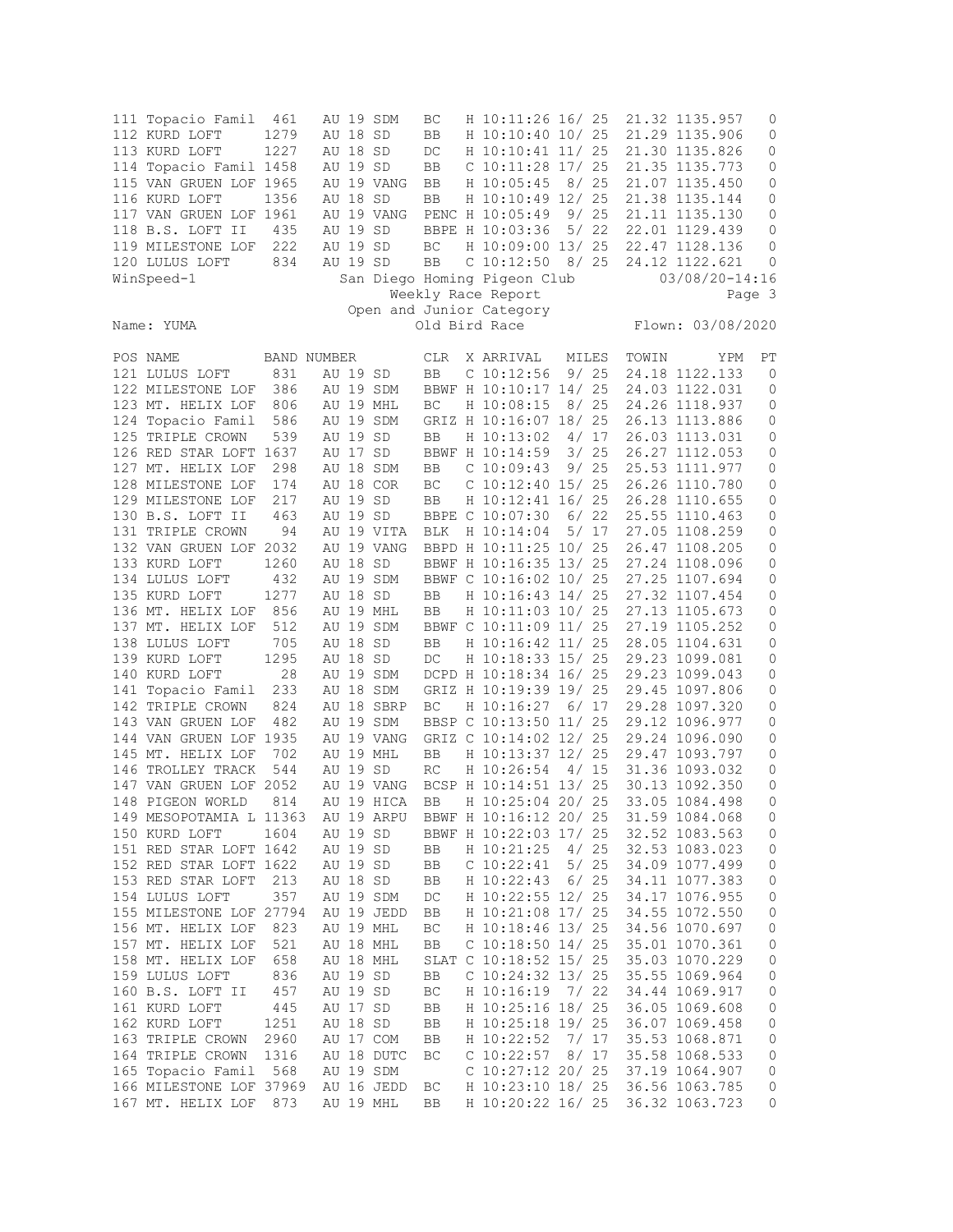| POS | NAME | BAND NUMBER | | | CLR | X | ARRIVAL | MILES | TOWIN | YPM | PT |
|---|---|---|---|---|---|---|---|---|---|---|---|
| 111 | Topacio Famil | 461 | AU 19 | SDM | BC | H | 10:11:26 | 16/ 25 | 21.32 | 1135.957 | 0 |
| 112 | KURD LOFT | 1279 | AU 18 | SD | BB | H | 10:10:40 | 10/ 25 | 21.29 | 1135.906 | 0 |
| 113 | KURD LOFT | 1227 | AU 18 | SD | DC | H | 10:10:41 | 11/ 25 | 21.30 | 1135.826 | 0 |
| 114 | Topacio Famil | 1458 | AU 19 | SD | BB | C | 10:11:28 | 17/ 25 | 21.35 | 1135.773 | 0 |
| 115 | VAN GRUEN LOF | 1965 | AU 19 | VANG | BB | H | 10:05:45 | 8/ 25 | 21.07 | 1135.450 | 0 |
| 116 | KURD LOFT | 1356 | AU 18 | SD | BB | H | 10:10:49 | 12/ 25 | 21.38 | 1135.144 | 0 |
| 117 | VAN GRUEN LOF | 1961 | AU 19 | VANG | PENC | H | 10:05:49 | 9/ 25 | 21.11 | 1135.130 | 0 |
| 118 | B.S. LOFT II | 435 | AU 19 | SD | BBPE | H | 10:03:36 | 5/ 22 | 22.01 | 1129.439 | 0 |
| 119 | MILESTONE LOF | 222 | AU 19 | SD | BC | H | 10:09:00 | 13/ 25 | 22.47 | 1128.136 | 0 |
| 120 | LULUS LOFT | 834 | AU 19 | SD | BB | C | 10:12:50 | 8/ 25 | 24.12 | 1122.621 | 0 |

WinSpeed-1 San Diego Homing Pigeon Club 03/08/20-14:16

Weekly Race Report

Open and Junior Category

Name: YUMA Old Bird Race Flown: 03/08/2020

| POS | NAME | BAND NUMBER | | | CLR | X | ARRIVAL | MILES | TOWIN | YPM | PT |
|---|---|---|---|---|---|---|---|---|---|---|---|
| 121 | LULUS LOFT | 831 | AU 19 | SD | BB | C | 10:12:56 | 9/ 25 | 24.18 | 1122.133 | 0 |
| 122 | MILESTONE LOF | 386 | AU 19 | SDM | BBWF | H | 10:10:17 | 14/ 25 | 24.03 | 1122.031 | 0 |
| 123 | MT. HELIX LOF | 806 | AU 19 | MHL | BC | H | 10:08:15 | 8/ 25 | 24.26 | 1118.937 | 0 |
| 124 | Topacio Famil | 586 | AU 19 | SDM | GRIZ | H | 10:16:07 | 18/ 25 | 26.13 | 1113.886 | 0 |
| 125 | TRIPLE CROWN | 539 | AU 19 | SD | BB | H | 10:13:02 | 4/ 17 | 26.03 | 1113.031 | 0 |
| 126 | RED STAR LOFT | 1637 | AU 17 | SD | BBWF | H | 10:14:59 | 3/ 25 | 26.27 | 1112.053 | 0 |
| 127 | MT. HELIX LOF | 298 | AU 18 | SDM | BB | C | 10:09:43 | 9/ 25 | 25.53 | 1111.977 | 0 |
| 128 | MILESTONE LOF | 174 | AU 18 | COR | BC | C | 10:12:40 | 15/ 25 | 26.26 | 1110.780 | 0 |
| 129 | MILESTONE LOF | 217 | AU 19 | SD | BB | H | 10:12:41 | 16/ 25 | 26.28 | 1110.655 | 0 |
| 130 | B.S. LOFT II | 463 | AU 19 | SD | BBPE | C | 10:07:30 | 6/ 22 | 25.55 | 1110.463 | 0 |
| 131 | TRIPLE CROWN | 94 | AU 19 | VITA | BLK | H | 10:14:04 | 5/ 17 | 27.05 | 1108.259 | 0 |
| 132 | VAN GRUEN LOF | 2032 | AU 19 | VANG | BBPD | H | 10:11:25 | 10/ 25 | 26.47 | 1108.205 | 0 |
| 133 | KURD LOFT | 1260 | AU 18 | SD | BBWF | H | 10:16:35 | 13/ 25 | 27.24 | 1108.096 | 0 |
| 134 | LULUS LOFT | 432 | AU 19 | SDM | BBWF | C | 10:16:02 | 10/ 25 | 27.25 | 1107.694 | 0 |
| 135 | KURD LOFT | 1277 | AU 18 | SD | BB | H | 10:16:43 | 14/ 25 | 27.32 | 1107.454 | 0 |
| 136 | MT. HELIX LOF | 856 | AU 19 | MHL | BB | H | 10:11:03 | 10/ 25 | 27.13 | 1105.673 | 0 |
| 137 | MT. HELIX LOF | 512 | AU 19 | SDM | BBWF | C | 10:11:09 | 11/ 25 | 27.19 | 1105.252 | 0 |
| 138 | LULUS LOFT | 705 | AU 18 | SD | BB | H | 10:16:42 | 11/ 25 | 28.05 | 1104.631 | 0 |
| 139 | KURD LOFT | 1295 | AU 18 | SD | DC | H | 10:18:33 | 15/ 25 | 29.23 | 1099.081 | 0 |
| 140 | KURD LOFT | 28 | AU 19 | SDM | DCPD | H | 10:18:34 | 16/ 25 | 29.23 | 1099.043 | 0 |
| 141 | Topacio Famil | 233 | AU 18 | SDM | GRIZ | H | 10:19:39 | 19/ 25 | 29.45 | 1097.806 | 0 |
| 142 | TRIPLE CROWN | 824 | AU 18 | SBRP | BC | H | 10:16:27 | 6/ 17 | 29.28 | 1097.320 | 0 |
| 143 | VAN GRUEN LOF | 482 | AU 19 | SDM | BBSP | C | 10:13:50 | 11/ 25 | 29.12 | 1096.977 | 0 |
| 144 | VAN GRUEN LOF | 1935 | AU 19 | VANG | GRIZ | C | 10:14:02 | 12/ 25 | 29.24 | 1096.090 | 0 |
| 145 | MT. HELIX LOF | 702 | AU 19 | MHL | BB | H | 10:13:37 | 12/ 25 | 29.47 | 1093.797 | 0 |
| 146 | TROLLEY TRACK | 544 | AU 19 | SD | RC | H | 10:26:54 | 4/ 15 | 31.36 | 1093.032 | 0 |
| 147 | VAN GRUEN LOF | 2052 | AU 19 | VANG | BCSP | H | 10:14:51 | 13/ 25 | 30.13 | 1092.350 | 0 |
| 148 | PIGEON WORLD | 814 | AU 19 | HICA | BB | H | 10:25:04 | 20/ 25 | 33.05 | 1084.498 | 0 |
| 149 | MESOPOTAMIA L | 11363 | AU 19 | ARPU | BBWF | H | 10:16:12 | 20/ 25 | 31.59 | 1084.068 | 0 |
| 150 | KURD LOFT | 1604 | AU 19 | SD | BBWF | H | 10:22:03 | 17/ 25 | 32.52 | 1083.563 | 0 |
| 151 | RED STAR LOFT | 1642 | AU 19 | SD | BB | H | 10:21:25 | 4/ 25 | 32.53 | 1083.023 | 0 |
| 152 | RED STAR LOFT | 1622 | AU 19 | SD | BB | C | 10:22:41 | 5/ 25 | 34.09 | 1077.499 | 0 |
| 153 | RED STAR LOFT | 213 | AU 18 | SD | BB | H | 10:22:43 | 6/ 25 | 34.11 | 1077.383 | 0 |
| 154 | LULUS LOFT | 357 | AU 19 | SDM | DC | H | 10:22:55 | 12/ 25 | 34.17 | 1076.955 | 0 |
| 155 | MILESTONE LOF | 27794 | AU 19 | JEDD | BB | H | 10:21:08 | 17/ 25 | 34.55 | 1072.550 | 0 |
| 156 | MT. HELIX LOF | 823 | AU 19 | MHL | BC | H | 10:18:46 | 13/ 25 | 34.56 | 1070.697 | 0 |
| 157 | MT. HELIX LOF | 521 | AU 18 | MHL | BB | C | 10:18:50 | 14/ 25 | 35.01 | 1070.361 | 0 |
| 158 | MT. HELIX LOF | 658 | AU 18 | MHL | SLAT | C | 10:18:52 | 15/ 25 | 35.03 | 1070.229 | 0 |
| 159 | LULUS LOFT | 836 | AU 19 | SD | BB | C | 10:24:32 | 13/ 25 | 35.55 | 1069.964 | 0 |
| 160 | B.S. LOFT II | 457 | AU 19 | SD | BC | H | 10:16:19 | 7/ 22 | 34.44 | 1069.917 | 0 |
| 161 | KURD LOFT | 445 | AU 17 | SD | BB | H | 10:25:16 | 18/ 25 | 36.05 | 1069.608 | 0 |
| 162 | KURD LOFT | 1251 | AU 18 | SD | BB | H | 10:25:18 | 19/ 25 | 36.07 | 1069.458 | 0 |
| 163 | TRIPLE CROWN | 2960 | AU 17 | COM | BB | H | 10:22:52 | 7/ 17 | 35.53 | 1068.871 | 0 |
| 164 | TRIPLE CROWN | 1316 | AU 18 | DUTC | BC | C | 10:22:57 | 8/ 17 | 35.58 | 1068.533 | 0 |
| 165 | Topacio Famil | 568 | AU 19 | SDM | | C | 10:27:12 | 20/ 25 | 37.19 | 1064.907 | 0 |
| 166 | MILESTONE LOF | 37969 | AU 16 | JEDD | BC | H | 10:23:10 | 18/ 25 | 36.56 | 1063.785 | 0 |
| 167 | MT. HELIX LOF | 873 | AU 19 | MHL | BB | H | 10:20:22 | 16/ 25 | 36.32 | 1063.723 | 0 |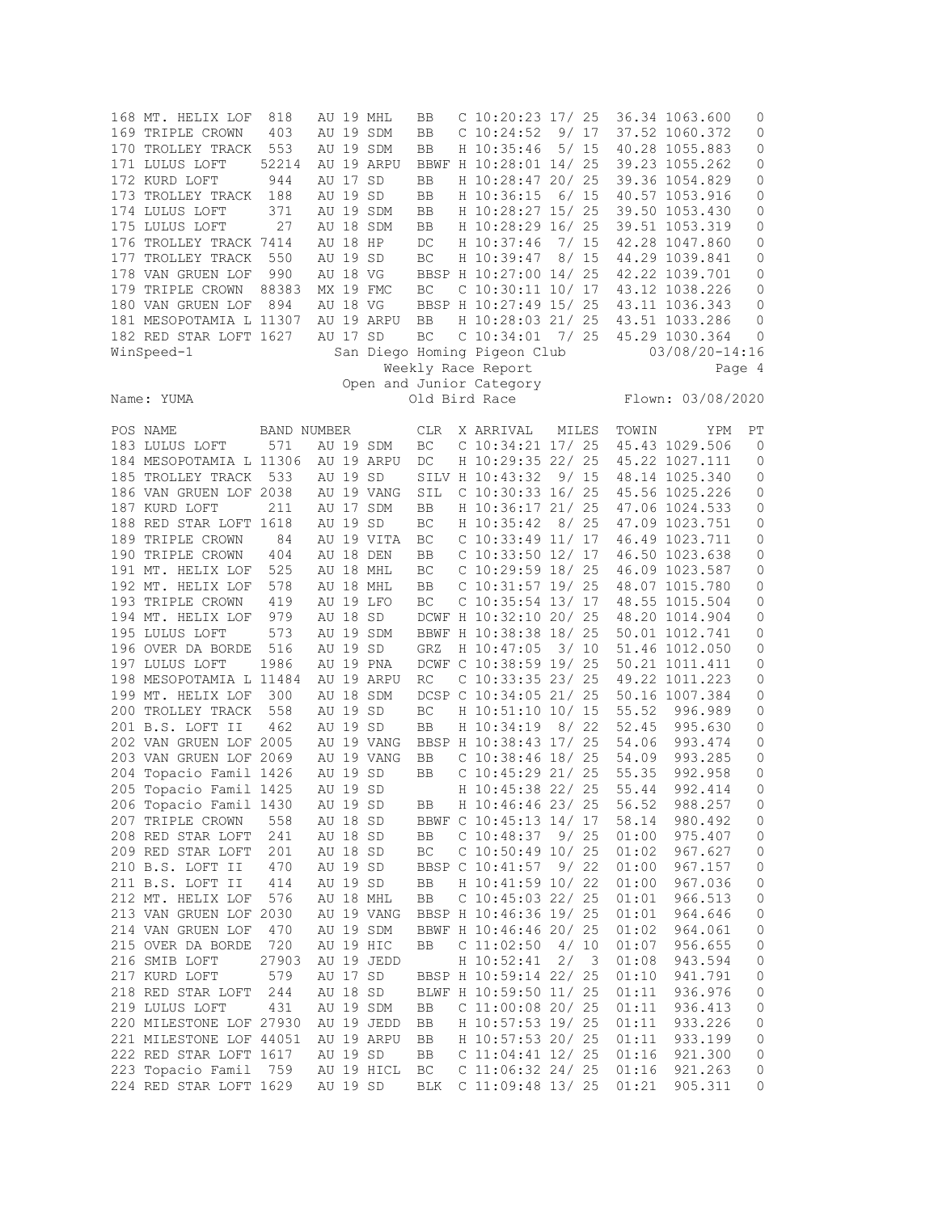| POS | NAME | BAND NUMBER | | | CLR | X | ARRIVAL | MILES | TOWIN | YPM | PT |
|---|---|---|---|---|---|---|---|---|---|---|---|
| 168 | MT. HELIX LOF | 818 | AU 19 | MHL | BB | C | 10:20:23 | 17/ 25 | 36.34 | 1063.600 | 0 |
| 169 | TRIPLE CROWN | 403 | AU 19 | SDM | BB | C | 10:24:52 | 9/ 17 | 37.52 | 1060.372 | 0 |
| 170 | TROLLEY TRACK | 553 | AU 19 | SDM | BB | H | 10:35:46 | 5/ 15 | 40.28 | 1055.883 | 0 |
| 171 | LULUS LOFT | 52214 | AU 19 | ARPU | BBWF | H | 10:28:01 | 14/ 25 | 39.23 | 1055.262 | 0 |
| 172 | KURD LOFT | 944 | AU 17 | SD | BB | H | 10:28:47 | 20/ 25 | 39.36 | 1054.829 | 0 |
| 173 | TROLLEY TRACK | 188 | AU 19 | SD | BB | H | 10:36:15 | 6/ 15 | 40.57 | 1053.916 | 0 |
| 174 | LULUS LOFT | 371 | AU 19 | SDM | BB | H | 10:28:27 | 15/ 25 | 39.50 | 1053.430 | 0 |
| 175 | LULUS LOFT | 27 | AU 18 | SDM | BB | H | 10:28:29 | 16/ 25 | 39.51 | 1053.319 | 0 |
| 176 | TROLLEY TRACK | 7414 | AU 18 | HP | DC | H | 10:37:46 | 7/ 15 | 42.28 | 1047.860 | 0 |
| 177 | TROLLEY TRACK | 550 | AU 19 | SD | BC | H | 10:39:47 | 8/ 15 | 44.29 | 1039.841 | 0 |
| 178 | VAN GRUEN LOF | 990 | AU 18 | VG | BBSP | H | 10:27:00 | 14/ 25 | 42.22 | 1039.701 | 0 |
| 179 | TRIPLE CROWN | 88383 | MX 19 | FMC | BC | C | 10:30:11 | 10/ 17 | 43.12 | 1038.226 | 0 |
| 180 | VAN GRUEN LOF | 894 | AU 18 | VG | BBSP | H | 10:27:49 | 15/ 25 | 43.11 | 1036.343 | 0 |
| 181 | MESOPOTAMIA L | 11307 | AU 19 | ARPU | BB | H | 10:28:03 | 21/ 25 | 43.51 | 1033.286 | 0 |
| 182 | RED STAR LOFT | 1627 | AU 17 | SD | BC | C | 10:34:01 | 7/ 25 | 45.29 | 1030.364 | 0 |

WinSpeed-1 — San Diego Homing Pigeon Club — 03/08/20-14:16

Weekly Race Report

Open and Junior Category

Name: YUMA — Old Bird Race — Flown: 03/08/2020

| POS | NAME | BAND NUMBER | | | CLR | X | ARRIVAL | MILES | TOWIN | YPM | PT |
|---|---|---|---|---|---|---|---|---|---|---|---|
| 183 | LULUS LOFT | 571 | AU 19 | SDM | BC | C | 10:34:21 | 17/ 25 | 45.43 | 1029.506 | 0 |
| 184 | MESOPOTAMIA L | 11306 | AU 19 | ARPU | DC | H | 10:29:35 | 22/ 25 | 45.22 | 1027.111 | 0 |
| 185 | TROLLEY TRACK | 533 | AU 19 | SD | SILV | H | 10:43:32 | 9/ 15 | 48.14 | 1025.340 | 0 |
| 186 | VAN GRUEN LOF | 2038 | AU 19 | VANG | SIL | C | 10:30:33 | 16/ 25 | 45.56 | 1025.226 | 0 |
| 187 | KURD LOFT | 211 | AU 17 | SDM | BB | H | 10:36:17 | 21/ 25 | 47.06 | 1024.533 | 0 |
| 188 | RED STAR LOFT | 1618 | AU 19 | SD | BC | H | 10:35:42 | 8/ 25 | 47.09 | 1023.751 | 0 |
| 189 | TRIPLE CROWN | 84 | AU 19 | VITA | BC | C | 10:33:49 | 11/ 17 | 46.49 | 1023.711 | 0 |
| 190 | TRIPLE CROWN | 404 | AU 18 | DEN | BB | C | 10:33:50 | 12/ 17 | 46.50 | 1023.638 | 0 |
| 191 | MT. HELIX LOF | 525 | AU 18 | MHL | BC | C | 10:29:59 | 18/ 25 | 46.09 | 1023.587 | 0 |
| 192 | MT. HELIX LOF | 578 | AU 18 | MHL | BB | C | 10:31:57 | 19/ 25 | 48.07 | 1015.780 | 0 |
| 193 | TRIPLE CROWN | 419 | AU 19 | LFO | BC | C | 10:35:54 | 13/ 17 | 48.55 | 1015.504 | 0 |
| 194 | MT. HELIX LOF | 979 | AU 18 | SD | DCWF | H | 10:32:10 | 20/ 25 | 48.20 | 1014.904 | 0 |
| 195 | LULUS LOFT | 573 | AU 19 | SDM | BBWF | H | 10:38:38 | 18/ 25 | 50.01 | 1012.741 | 0 |
| 196 | OVER DA BORDE | 516 | AU 19 | SD | GRZ | H | 10:47:05 | 3/ 10 | 51.46 | 1012.050 | 0 |
| 197 | LULUS LOFT | 1986 | AU 19 | PNA | DCWF | C | 10:38:59 | 19/ 25 | 50.21 | 1011.411 | 0 |
| 198 | MESOPOTAMIA L | 11484 | AU 19 | ARPU | RC | C | 10:33:35 | 23/ 25 | 49.22 | 1011.223 | 0 |
| 199 | MT. HELIX LOF | 300 | AU 18 | SDM | DCSP | C | 10:34:05 | 21/ 25 | 50.16 | 1007.384 | 0 |
| 200 | TROLLEY TRACK | 558 | AU 19 | SD | BC | H | 10:51:10 | 10/ 15 | 55.52 | 996.989 | 0 |
| 201 | B.S. LOFT II | 462 | AU 19 | SD | BB | H | 10:34:19 | 8/ 22 | 52.45 | 995.630 | 0 |
| 202 | VAN GRUEN LOF | 2005 | AU 19 | VANG | BBSP | H | 10:38:43 | 17/ 25 | 54.06 | 993.474 | 0 |
| 203 | VAN GRUEN LOF | 2069 | AU 19 | VANG | BB | C | 10:38:46 | 18/ 25 | 54.09 | 993.285 | 0 |
| 204 | Topacio Famil | 1426 | AU 19 | SD | BB | C | 10:45:29 | 21/ 25 | 55.35 | 992.958 | 0 |
| 205 | Topacio Famil | 1425 | AU 19 | SD | | H | 10:45:38 | 22/ 25 | 55.44 | 992.414 | 0 |
| 206 | Topacio Famil | 1430 | AU 19 | SD | BB | H | 10:46:46 | 23/ 25 | 56.52 | 988.257 | 0 |
| 207 | TRIPLE CROWN | 558 | AU 18 | SD | BBWF | C | 10:45:13 | 14/ 17 | 58.14 | 980.492 | 0 |
| 208 | RED STAR LOFT | 241 | AU 18 | SD | BB | C | 10:48:37 | 9/ 25 | 01:00 | 975.407 | 0 |
| 209 | RED STAR LOFT | 201 | AU 18 | SD | BC | C | 10:50:49 | 10/ 25 | 01:02 | 967.627 | 0 |
| 210 | B.S. LOFT II | 470 | AU 19 | SD | BBSP | C | 10:41:57 | 9/ 22 | 01:00 | 967.157 | 0 |
| 211 | B.S. LOFT II | 414 | AU 19 | SD | BB | H | 10:41:59 | 10/ 22 | 01:00 | 967.036 | 0 |
| 212 | MT. HELIX LOF | 576 | AU 18 | MHL | BB | C | 10:45:03 | 22/ 25 | 01:01 | 966.513 | 0 |
| 213 | VAN GRUEN LOF | 2030 | AU 19 | VANG | BBSP | H | 10:46:36 | 19/ 25 | 01:01 | 964.646 | 0 |
| 214 | VAN GRUEN LOF | 470 | AU 19 | SDM | BBWF | H | 10:46:46 | 20/ 25 | 01:02 | 964.061 | 0 |
| 215 | OVER DA BORDE | 720 | AU 19 | HIC | BB | C | 11:02:50 | 4/ 10 | 01:07 | 956.655 | 0 |
| 216 | SMIB LOFT | 27903 | AU 19 | JEDD | | H | 10:52:41 | 2/ 3 | 01:08 | 943.594 | 0 |
| 217 | KURD LOFT | 579 | AU 17 | SD | BBSP | H | 10:59:14 | 22/ 25 | 01:10 | 941.791 | 0 |
| 218 | RED STAR LOFT | 244 | AU 18 | SD | BLWF | H | 10:59:50 | 11/ 25 | 01:11 | 936.976 | 0 |
| 219 | LULUS LOFT | 431 | AU 19 | SDM | BB | C | 11:00:08 | 20/ 25 | 01:11 | 936.413 | 0 |
| 220 | MILESTONE LOF | 27930 | AU 19 | JEDD | BB | H | 10:57:53 | 19/ 25 | 01:11 | 933.226 | 0 |
| 221 | MILESTONE LOF | 44051 | AU 19 | ARPU | BB | H | 10:57:53 | 20/ 25 | 01:11 | 933.199 | 0 |
| 222 | RED STAR LOFT | 1617 | AU 19 | SD | BB | C | 11:04:41 | 12/ 25 | 01:16 | 921.300 | 0 |
| 223 | Topacio Famil | 759 | AU 19 | HICL | BC | C | 11:06:32 | 24/ 25 | 01:16 | 921.263 | 0 |
| 224 | RED STAR LOFT | 1629 | AU 19 | SD | BLK | C | 11:09:48 | 13/ 25 | 01:21 | 905.311 | 0 |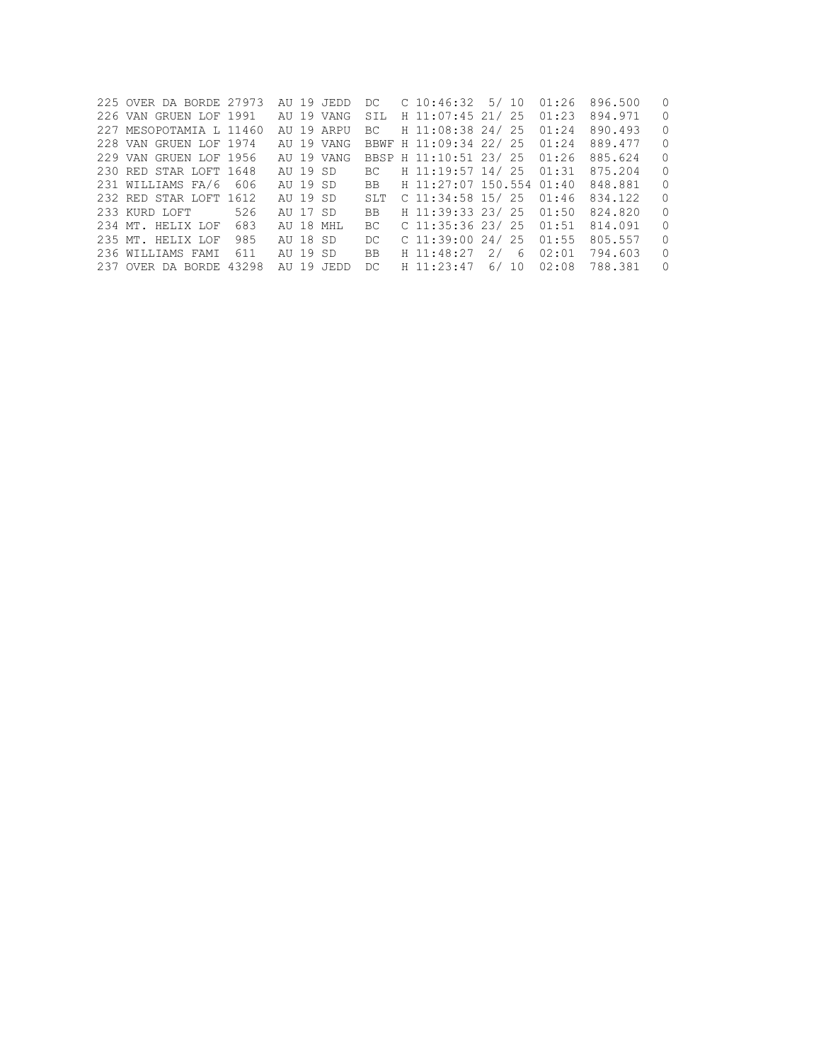| | | | | | | | | | | | | | |
|---|---|---|---|---|---|---|---|---|---|---|---|---|---|
| 225 | OVER DA BORDE | 27973 | AU | 19 | JEDD | DC | C | 10:46:32 | 5/ 10 | 01:26 | 896.500 | 0 |
| 226 | VAN GRUEN LOF | 1991 | AU | 19 | VANG | SIL | H | 11:07:45 | 21/ 25 | 01:23 | 894.971 | 0 |
| 227 | MESOPOTAMIA L | 11460 | AU | 19 | ARPU | BC | H | 11:08:38 | 24/ 25 | 01:24 | 890.493 | 0 |
| 228 | VAN GRUEN LOF | 1974 | AU | 19 | VANG | BBWF | H | 11:09:34 | 22/ 25 | 01:24 | 889.477 | 0 |
| 229 | VAN GRUEN LOF | 1956 | AU | 19 | VANG | BBSP | H | 11:10:51 | 23/ 25 | 01:26 | 885.624 | 0 |
| 230 | RED STAR LOFT | 1648 | AU | 19 | SD | BC | H | 11:19:57 | 14/ 25 | 01:31 | 875.204 | 0 |
| 231 | WILLIAMS FA/6 | 606 | AU | 19 | SD | BB | H | 11:27:07 | 150.554 | 01:40 | 848.881 | 0 |
| 232 | RED STAR LOFT | 1612 | AU | 19 | SD | SLT | C | 11:34:58 | 15/ 25 | 01:46 | 834.122 | 0 |
| 233 | KURD LOFT | 526 | AU | 17 | SD | BB | H | 11:39:33 | 23/ 25 | 01:50 | 824.820 | 0 |
| 234 | MT. HELIX LOF | 683 | AU | 18 | MHL | BC | C | 11:35:36 | 23/ 25 | 01:51 | 814.091 | 0 |
| 235 | MT. HELIX LOF | 985 | AU | 18 | SD | DC | C | 11:39:00 | 24/ 25 | 01:55 | 805.557 | 0 |
| 236 | WILLIAMS FAMI | 611 | AU | 19 | SD | BB | H | 11:48:27 | 2/ 6 | 02:01 | 794.603 | 0 |
| 237 | OVER DA BORDE | 43298 | AU | 19 | JEDD | DC | H | 11:23:47 | 6/ 10 | 02:08 | 788.381 | 0 |